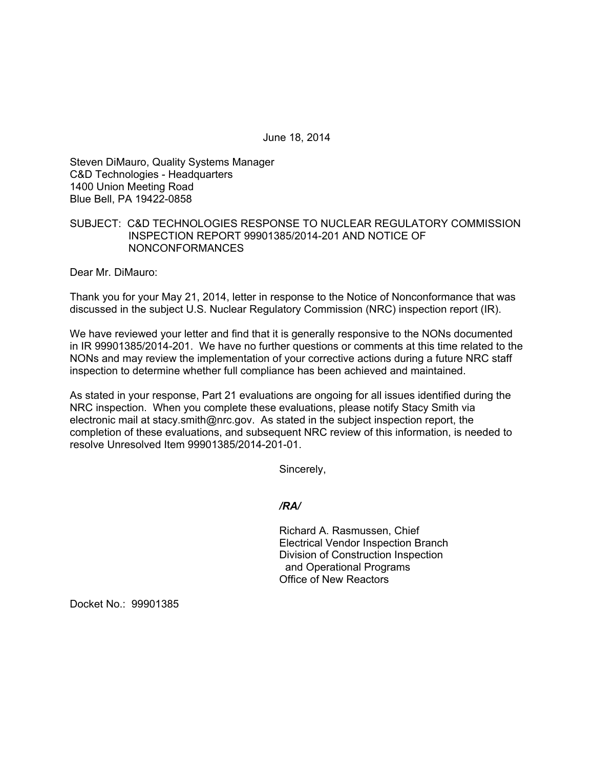June 18, 2014

Steven DiMauro, Quality Systems Manager  
C&D Technologies - Headquarters  
1400 Union Meeting Road  
Blue Bell, PA 19422-0858

SUBJECT: C&D TECHNOLOGIES RESPONSE TO NUCLEAR REGULATORY COMMISSION INSPECTION REPORT 99901385/2014-201 AND NOTICE OF NONCONFORMANCES

Dear Mr. DiMauro:

Thank you for your May 21, 2014, letter in response to the Notice of Nonconformance that was discussed in the subject U.S. Nuclear Regulatory Commission (NRC) inspection report (IR).

We have reviewed your letter and find that it is generally responsive to the NONs documented in IR 99901385/2014-201. We have no further questions or comments at this time related to the NONs and may review the implementation of your corrective actions during a future NRC staff inspection to determine whether full compliance has been achieved and maintained.

As stated in your response, Part 21 evaluations are ongoing for all issues identified during the NRC inspection. When you complete these evaluations, please notify Stacy Smith via electronic mail at stacy.smith@nrc.gov. As stated in the subject inspection report, the completion of these evaluations, and subsequent NRC review of this information, is needed to resolve Unresolved Item 99901385/2014-201-01.

Sincerely,

*/RA/*

Richard A. Rasmussen, Chief  
Electrical Vendor Inspection Branch  
Division of Construction Inspection  
and Operational Programs  
Office of New Reactors

Docket No.: 99901385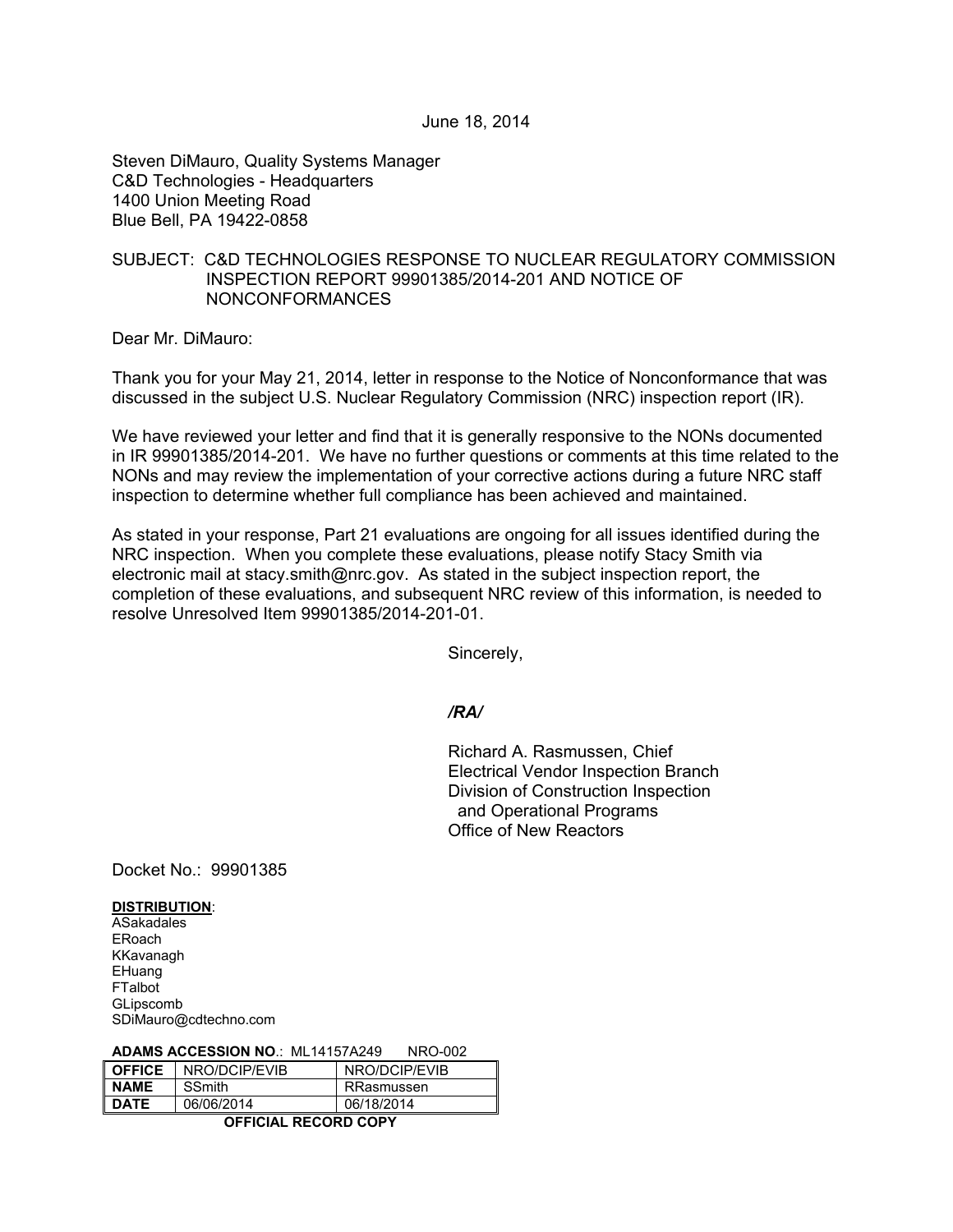June 18, 2014

Steven DiMauro, Quality Systems Manager
C&D Technologies - Headquarters
1400 Union Meeting Road
Blue Bell, PA 19422-0858

SUBJECT: C&D TECHNOLOGIES RESPONSE TO NUCLEAR REGULATORY COMMISSION INSPECTION REPORT 99901385/2014-201 AND NOTICE OF NONCONFORMANCES

Dear Mr. DiMauro:

Thank you for your May 21, 2014, letter in response to the Notice of Nonconformance that was discussed in the subject U.S. Nuclear Regulatory Commission (NRC) inspection report (IR).

We have reviewed your letter and find that it is generally responsive to the NONs documented in IR 99901385/2014-201. We have no further questions or comments at this time related to the NONs and may review the implementation of your corrective actions during a future NRC staff inspection to determine whether full compliance has been achieved and maintained.

As stated in your response, Part 21 evaluations are ongoing for all issues identified during the NRC inspection. When you complete these evaluations, please notify Stacy Smith via electronic mail at stacy.smith@nrc.gov. As stated in the subject inspection report, the completion of these evaluations, and subsequent NRC review of this information, is needed to resolve Unresolved Item 99901385/2014-201-01.

Sincerely,

*/RA/*

Richard A. Rasmussen, Chief
Electrical Vendor Inspection Branch
Division of Construction Inspection
and Operational Programs
Office of New Reactors

Docket No.: 99901385

**DISTRIBUTION**:
ASakadales
ERoach
KKavanagh
EHuang
FTalbot
GLipscomb
SDiMauro@cdtechno.com

**ADAMS ACCESSION NO**.: ML14157A249 NRO-002

| | | |
|---|---|---|
| **OFFICE** | NRO/DCIP/EVIB | NRO/DCIP/EVIB |
| **NAME** | SSmith | RRasmussen |
| **DATE** | 06/06/2014 | 06/18/2014 |

**OFFICIAL RECORD COPY**